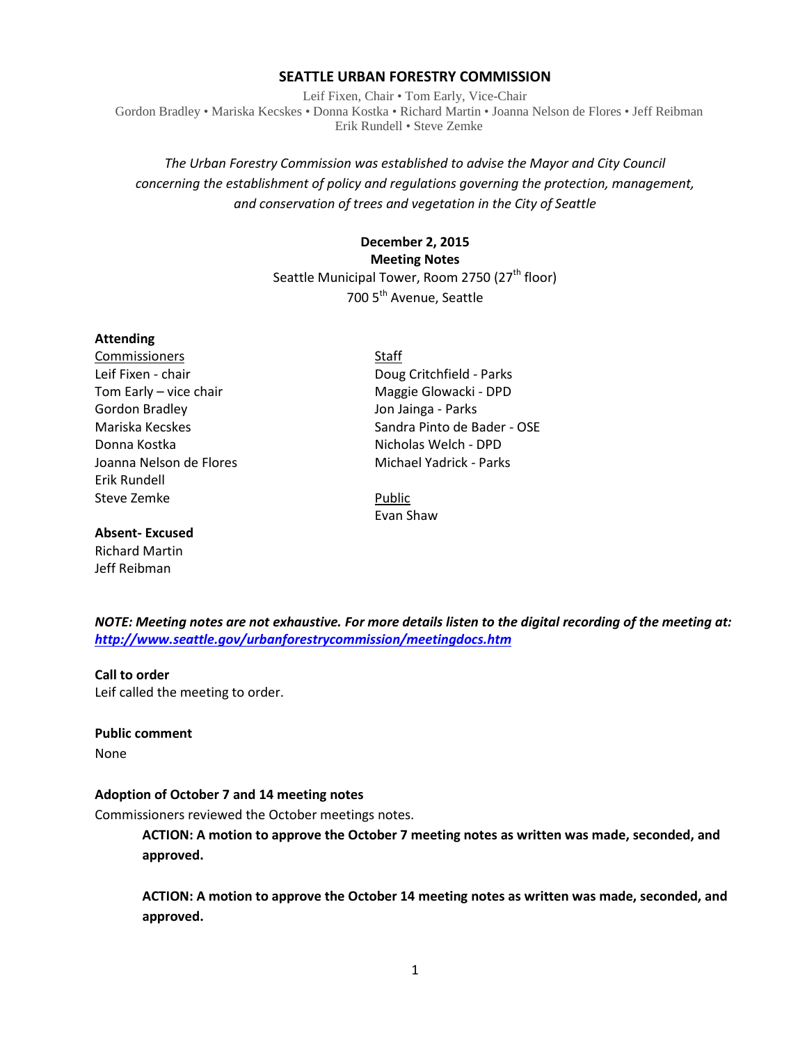# SEATTLE URBAN FORESTRY COMMISSION

Leif Fixen, Chair • Tom Early, Vice-Chair
Gordon Bradley • Mariska Kecskes • Donna Kostka • Richard Martin • Joanna Nelson de Flores • Jeff Reibman
Erik Rundell • Steve Zemke

*The Urban Forestry Commission was established to advise the Mayor and City Council concerning the establishment of policy and regulations governing the protection, management, and conservation of trees and vegetation in the City of Seattle*

**December 2, 2015**
**Meeting Notes**
Seattle Municipal Tower, Room 2750 (27th floor)
700 5th Avenue, Seattle

**Attending**

Commissioners
Leif Fixen - chair
Tom Early – vice chair
Gordon Bradley
Mariska Kecskes
Donna Kostka
Joanna Nelson de Flores
Erik Rundell
Steve Zemke

Staff
Doug Critchfield - Parks
Maggie Glowacki - DPD
Jon Jainga - Parks
Sandra Pinto de Bader - OSE
Nicholas Welch - DPD
Michael Yadrick - Parks

Public
Evan Shaw

**Absent- Excused**
Richard Martin
Jeff Reibman

***NOTE: Meeting notes are not exhaustive. For more details listen to the digital recording of the meeting at: http://www.seattle.gov/urbanforestrycommission/meetingdocs.htm***

**Call to order**
Leif called the meeting to order.

**Public comment**
None

**Adoption of October 7 and 14 meeting notes**
Commissioners reviewed the October meetings notes.

> **ACTION: A motion to approve the October 7 meeting notes as written was made, seconded, and approved.**
>
> **ACTION: A motion to approve the October 14 meeting notes as written was made, seconded, and approved.**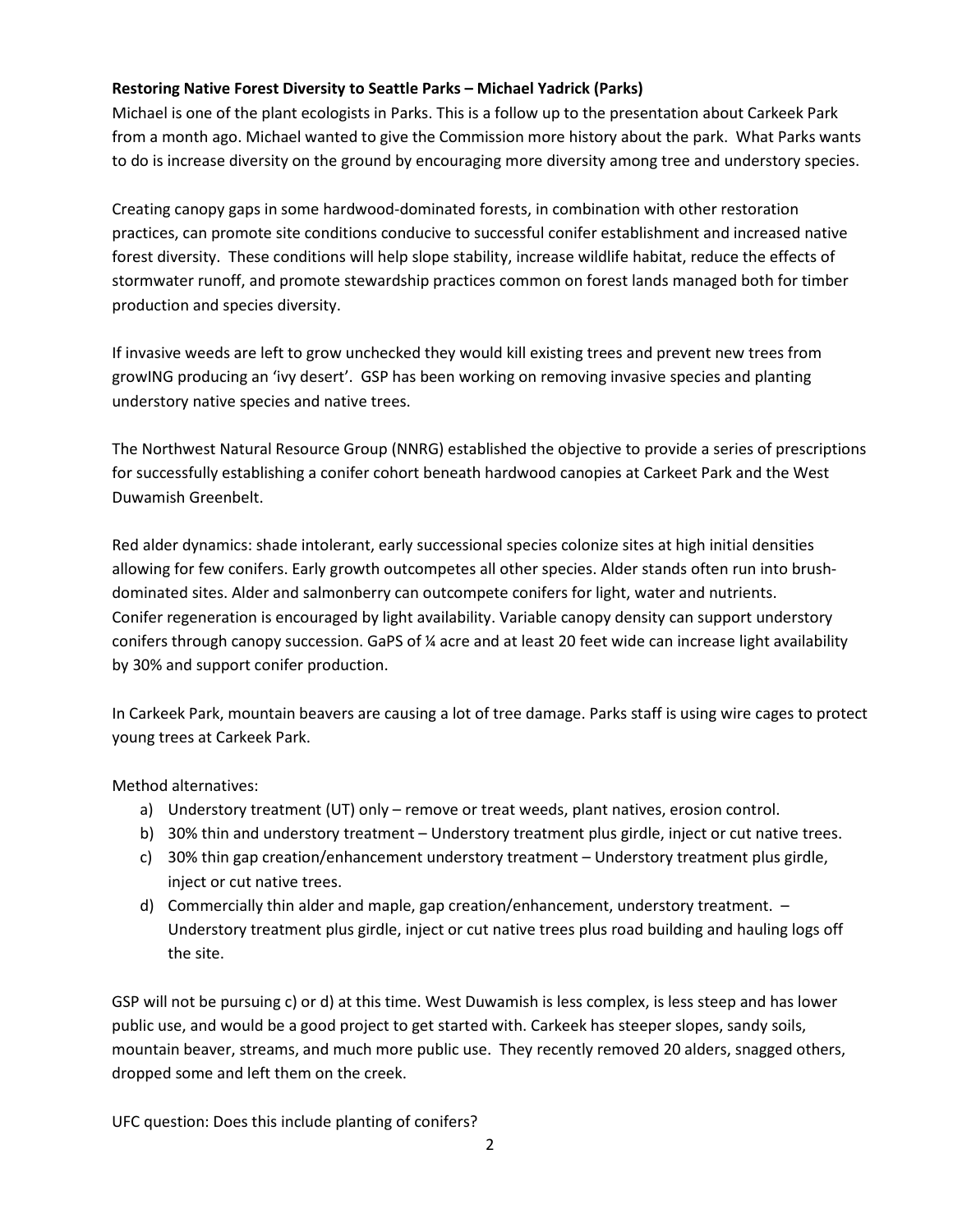**Restoring Native Forest Diversity to Seattle Parks – Michael Yadrick (Parks)**
Michael is one of the plant ecologists in Parks. This is a follow up to the presentation about Carkeek Park from a month ago. Michael wanted to give the Commission more history about the park. What Parks wants to do is increase diversity on the ground by encouraging more diversity among tree and understory species.

Creating canopy gaps in some hardwood-dominated forests, in combination with other restoration practices, can promote site conditions conducive to successful conifer establishment and increased native forest diversity. These conditions will help slope stability, increase wildlife habitat, reduce the effects of stormwater runoff, and promote stewardship practices common on forest lands managed both for timber production and species diversity.

If invasive weeds are left to grow unchecked they would kill existing trees and prevent new trees from growING producing an 'ivy desert'. GSP has been working on removing invasive species and planting understory native species and native trees.

The Northwest Natural Resource Group (NNRG) established the objective to provide a series of prescriptions for successfully establishing a conifer cohort beneath hardwood canopies at Carkeet Park and the West Duwamish Greenbelt.

Red alder dynamics: shade intolerant, early successional species colonize sites at high initial densities allowing for few conifers. Early growth outcompetes all other species. Alder stands often run into brush-dominated sites. Alder and salmonberry can outcompete conifers for light, water and nutrients. Conifer regeneration is encouraged by light availability. Variable canopy density can support understory conifers through canopy succession. GaPS of ¼ acre and at least 20 feet wide can increase light availability by 30% and support conifer production.

In Carkeek Park, mountain beavers are causing a lot of tree damage. Parks staff is using wire cages to protect young trees at Carkeek Park.

Method alternatives:

a) Understory treatment (UT) only – remove or treat weeds, plant natives, erosion control.
b) 30% thin and understory treatment – Understory treatment plus girdle, inject or cut native trees.
c) 30% thin gap creation/enhancement understory treatment – Understory treatment plus girdle, inject or cut native trees.
d) Commercially thin alder and maple, gap creation/enhancement, understory treatment. – Understory treatment plus girdle, inject or cut native trees plus road building and hauling logs off the site.

GSP will not be pursuing c) or d) at this time. West Duwamish is less complex, is less steep and has lower public use, and would be a good project to get started with. Carkeek has steeper slopes, sandy soils, mountain beaver, streams, and much more public use. They recently removed 20 alders, snagged others, dropped some and left them on the creek.

UFC question: Does this include planting of conifers?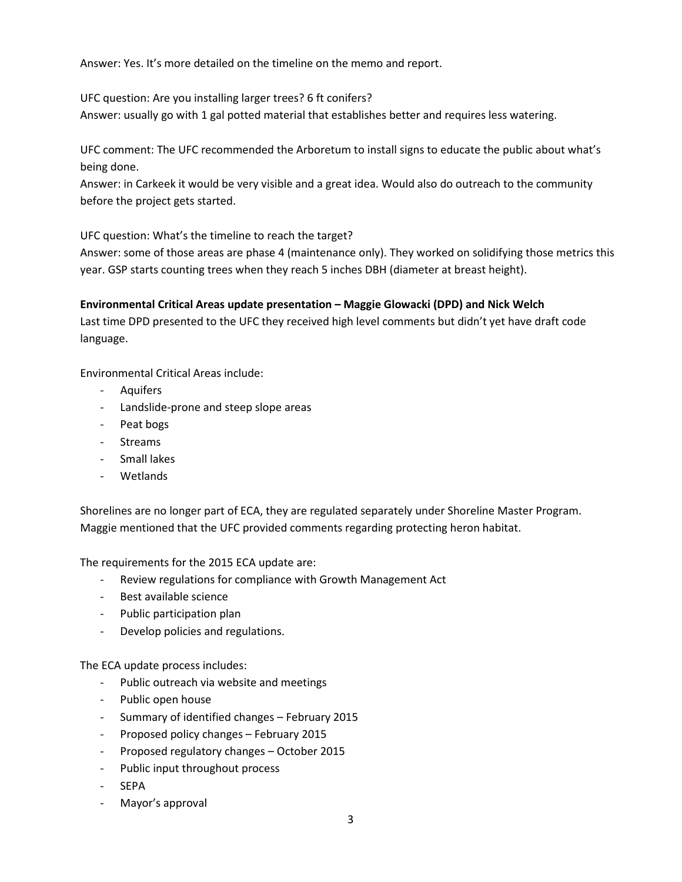Answer: Yes. It's more detailed on the timeline on the memo and report.

UFC question: Are you installing larger trees? 6 ft conifers?
Answer: usually go with 1 gal potted material that establishes better and requires less watering.

UFC comment: The UFC recommended the Arboretum to install signs to educate the public about what's being done.
Answer: in Carkeek it would be very visible and a great idea. Would also do outreach to the community before the project gets started.

UFC question: What's the timeline to reach the target?
Answer: some of those areas are phase 4 (maintenance only). They worked on solidifying those metrics this year. GSP starts counting trees when they reach 5 inches DBH (diameter at breast height).

**Environmental Critical Areas update presentation – Maggie Glowacki (DPD) and Nick Welch**

Last time DPD presented to the UFC they received high level comments but didn't yet have draft code language.

Environmental Critical Areas include:

- Aquifers
- Landslide-prone and steep slope areas
- Peat bogs
- Streams
- Small lakes
- Wetlands

Shorelines are no longer part of ECA, they are regulated separately under Shoreline Master Program. Maggie mentioned that the UFC provided comments regarding protecting heron habitat.

The requirements for the 2015 ECA update are:

- Review regulations for compliance with Growth Management Act
- Best available science
- Public participation plan
- Develop policies and regulations.

The ECA update process includes:

- Public outreach via website and meetings
- Public open house
- Summary of identified changes – February 2015
- Proposed policy changes – February 2015
- Proposed regulatory changes – October 2015
- Public input throughout process
- SEPA
- Mayor's approval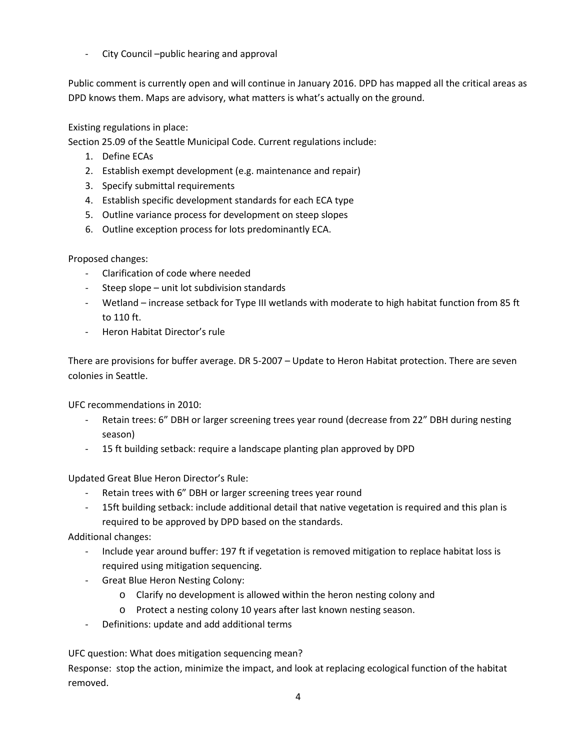- City Council –public hearing and approval

Public comment is currently open and will continue in January 2016. DPD has mapped all the critical areas as DPD knows them. Maps are advisory, what matters is what's actually on the ground.

Existing regulations in place:
Section 25.09 of the Seattle Municipal Code. Current regulations include:

1. Define ECAs
2. Establish exempt development (e.g. maintenance and repair)
3. Specify submittal requirements
4. Establish specific development standards for each ECA type
5. Outline variance process for development on steep slopes
6. Outline exception process for lots predominantly ECA.

Proposed changes:

- Clarification of code where needed
- Steep slope – unit lot subdivision standards
- Wetland – increase setback for Type III wetlands with moderate to high habitat function from 85 ft to 110 ft.
- Heron Habitat Director's rule

There are provisions for buffer average. DR 5-2007 – Update to Heron Habitat protection. There are seven colonies in Seattle.

UFC recommendations in 2010:

- Retain trees: 6" DBH or larger screening trees year round (decrease from 22" DBH during nesting season)
- 15 ft building setback: require a landscape planting plan approved by DPD

Updated Great Blue Heron Director's Rule:

- Retain trees with 6" DBH or larger screening trees year round
- 15ft building setback: include additional detail that native vegetation is required and this plan is required to be approved by DPD based on the standards.

Additional changes:

- Include year around buffer: 197 ft if vegetation is removed mitigation to replace habitat loss is required using mitigation sequencing.
- Great Blue Heron Nesting Colony:
    - Clarify no development is allowed within the heron nesting colony and
    - Protect a nesting colony 10 years after last known nesting season.
- Definitions: update and add additional terms

UFC question: What does mitigation sequencing mean?
Response: stop the action, minimize the impact, and look at replacing ecological function of the habitat removed.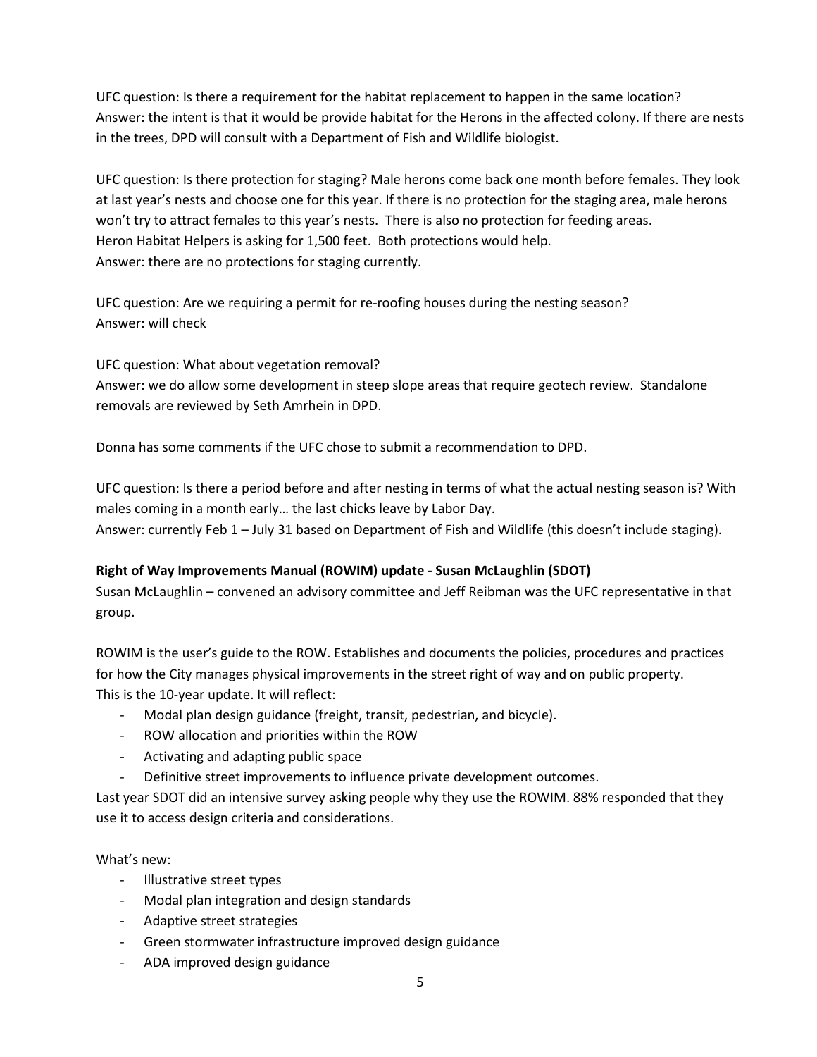UFC question: Is there a requirement for the habitat replacement to happen in the same location?
Answer: the intent is that it would be provide habitat for the Herons in the affected colony. If there are nests in the trees, DPD will consult with a Department of Fish and Wildlife biologist.

UFC question: Is there protection for staging? Male herons come back one month before females. They look at last year's nests and choose one for this year. If there is no protection for the staging area, male herons won't try to attract females to this year's nests. There is also no protection for feeding areas.
Heron Habitat Helpers is asking for 1,500 feet. Both protections would help.
Answer: there are no protections for staging currently.

UFC question: Are we requiring a permit for re-roofing houses during the nesting season?
Answer: will check

UFC question: What about vegetation removal?
Answer: we do allow some development in steep slope areas that require geotech review. Standalone removals are reviewed by Seth Amrhein in DPD.

Donna has some comments if the UFC chose to submit a recommendation to DPD.

UFC question: Is there a period before and after nesting in terms of what the actual nesting season is? With males coming in a month early… the last chicks leave by Labor Day.
Answer: currently Feb 1 – July 31 based on Department of Fish and Wildlife (this doesn't include staging).

**Right of Way Improvements Manual (ROWIM) update - Susan McLaughlin (SDOT)**
Susan McLaughlin – convened an advisory committee and Jeff Reibman was the UFC representative in that group.

ROWIM is the user's guide to the ROW. Establishes and documents the policies, procedures and practices for how the City manages physical improvements in the street right of way and on public property.
This is the 10-year update. It will reflect:

- Modal plan design guidance (freight, transit, pedestrian, and bicycle).
- ROW allocation and priorities within the ROW
- Activating and adapting public space
- Definitive street improvements to influence private development outcomes.

Last year SDOT did an intensive survey asking people why they use the ROWIM. 88% responded that they use it to access design criteria and considerations.

What's new:

- Illustrative street types
- Modal plan integration and design standards
- Adaptive street strategies
- Green stormwater infrastructure improved design guidance
- ADA improved design guidance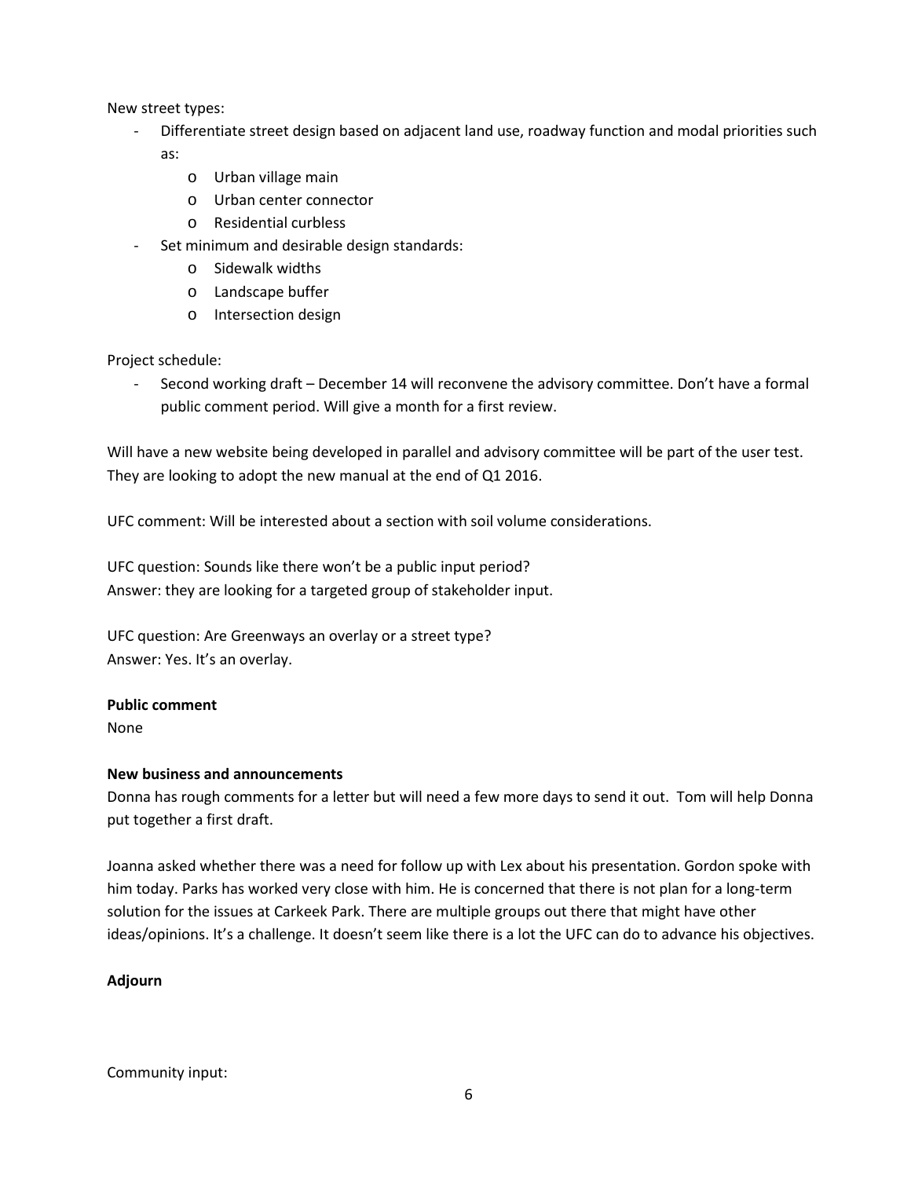New street types:

- Differentiate street design based on adjacent land use, roadway function and modal priorities such as:
    - Urban village main
    - Urban center connector
    - Residential curbless
- Set minimum and desirable design standards:
    - Sidewalk widths
    - Landscape buffer
    - Intersection design

Project schedule:

- Second working draft – December 14 will reconvene the advisory committee. Don't have a formal public comment period. Will give a month for a first review.

Will have a new website being developed in parallel and advisory committee will be part of the user test. They are looking to adopt the new manual at the end of Q1 2016.

UFC comment: Will be interested about a section with soil volume considerations.

UFC question: Sounds like there won't be a public input period?
Answer: they are looking for a targeted group of stakeholder input.

UFC question: Are Greenways an overlay or a street type?
Answer: Yes. It's an overlay.

**Public comment**

None

**New business and announcements**

Donna has rough comments for a letter but will need a few more days to send it out. Tom will help Donna put together a first draft.

Joanna asked whether there was a need for follow up with Lex about his presentation. Gordon spoke with him today. Parks has worked very close with him. He is concerned that there is not plan for a long-term solution for the issues at Carkeek Park. There are multiple groups out there that might have other ideas/opinions. It's a challenge. It doesn't seem like there is a lot the UFC can do to advance his objectives.

**Adjourn**

Community input: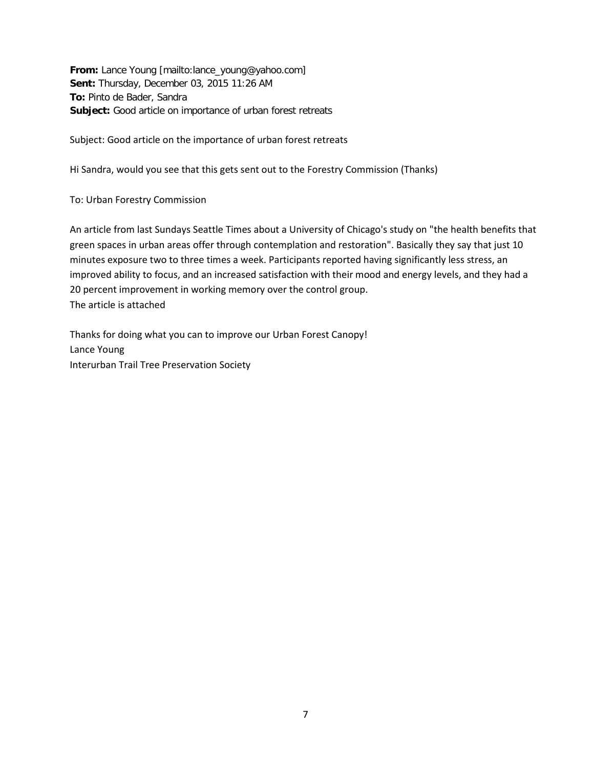**From:** Lance Young [mailto:lance_young@yahoo.com]
**Sent:** Thursday, December 03, 2015 11:26 AM
**To:** Pinto de Bader, Sandra
**Subject:** Good article on importance of urban forest retreats

Subject: Good article on the importance of urban forest retreats

Hi Sandra, would you see that this gets sent out to the Forestry Commission (Thanks)

To: Urban Forestry Commission

An article from last Sundays Seattle Times about a University of Chicago's study on "the health benefits that green spaces in urban areas offer through contemplation and restoration". Basically they say that just 10 minutes exposure two to three times a week. Participants reported having significantly less stress, an improved ability to focus, and an increased satisfaction with their mood and energy levels, and they had a 20 percent improvement in working memory over the control group.
The article is attached

Thanks for doing what you can to improve our Urban Forest Canopy!
Lance Young
Interurban Trail Tree Preservation Society